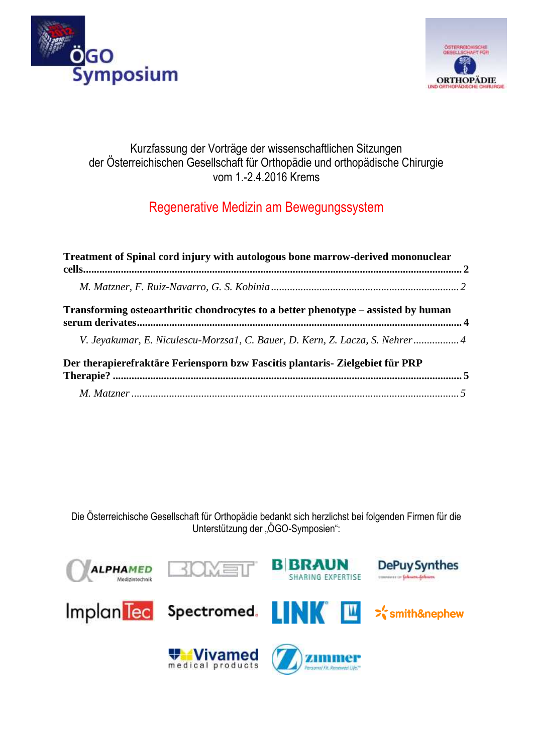Kurzfassung der Vorträge der wissenschaftlichen Sitzungen
der Österreichischen Gesellschaft für Orthopädie und orthopädische Chirurgie
vom 1.-2.4.2016 Krems

## Regenerative Medizin am Bewegungssystem

**Treatment of Spinal cord injury with autologous bone marrow-derived mononuclear cells** ........ 2

*M. Matzner, F. Ruiz-Navarro, G. S. Kobinia* ........ 2

**Transforming osteoarthritic chondrocytes to a better phenotype – assisted by human serum derivates** ........ 4

*V. Jeyakumar, E. Niculescu-Morzsa1, C. Bauer, D. Kern, Z. Lacza, S. Nehrer* ........ 4

**Der therapierefraktäre Feriensporn bzw Fascitis plantaris- Zielgebiet für PRP Therapie?** ........ 5

*M. Matzner* ........ 5

Die Österreichische Gesellschaft für Orthopädie bedankt sich herzlichst bei folgenden Firmen für die Unterstützung der „ÖGO-Symposien":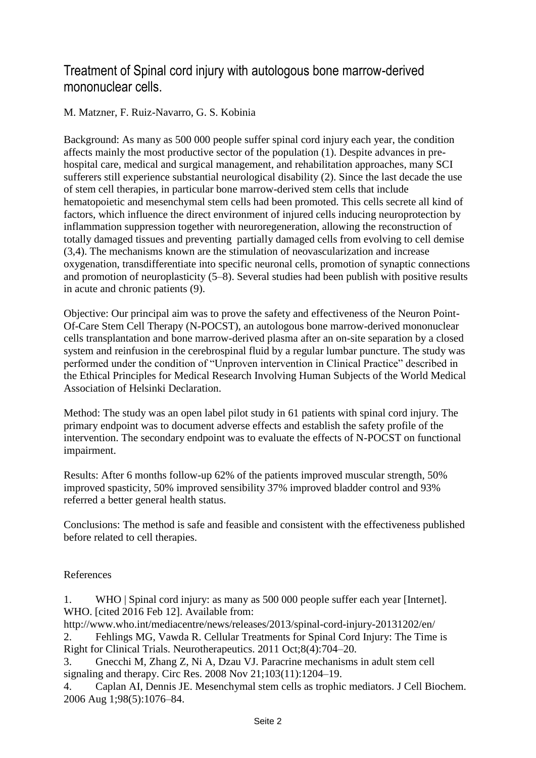# Treatment of Spinal cord injury with autologous bone marrow-derived mononuclear cells.

M. Matzner, F. Ruiz-Navarro, G. S. Kobinia

Background: As many as 500 000 people suffer spinal cord injury each year, the condition affects mainly the most productive sector of the population (1). Despite advances in pre-hospital care, medical and surgical management, and rehabilitation approaches, many SCI sufferers still experience substantial neurological disability (2). Since the last decade the use of stem cell therapies, in particular bone marrow-derived stem cells that include hematopoietic and mesenchymal stem cells had been promoted. This cells secrete all kind of factors, which influence the direct environment of injured cells inducing neuroprotection by inflammation suppression together with neuroregeneration, allowing the reconstruction of totally damaged tissues and preventing partially damaged cells from evolving to cell demise (3,4). The mechanisms known are the stimulation of neovascularization and increase oxygenation, transdifferentiate into specific neuronal cells, promotion of synaptic connections and promotion of neuroplasticity (5–8). Several studies had been publish with positive results in acute and chronic patients (9).

Objective: Our principal aim was to prove the safety and effectiveness of the Neuron Point-Of-Care Stem Cell Therapy (N-POCST), an autologous bone marrow-derived mononuclear cells transplantation and bone marrow-derived plasma after an on-site separation by a closed system and reinfusion in the cerebrospinal fluid by a regular lumbar puncture. The study was performed under the condition of "Unproven intervention in Clinical Practice" described in the Ethical Principles for Medical Research Involving Human Subjects of the World Medical Association of Helsinki Declaration.

Method: The study was an open label pilot study in 61 patients with spinal cord injury. The primary endpoint was to document adverse effects and establish the safety profile of the intervention. The secondary endpoint was to evaluate the effects of N-POCST on functional impairment.

Results: After 6 months follow-up 62% of the patients improved muscular strength, 50% improved spasticity, 50% improved sensibility 37% improved bladder control and 93% referred a better general health status.

Conclusions: The method is safe and feasible and consistent with the effectiveness published before related to cell therapies.

References

1. WHO | Spinal cord injury: as many as 500 000 people suffer each year [Internet]. WHO. [cited 2016 Feb 12]. Available from: http://www.who.int/mediacentre/news/releases/2013/spinal-cord-injury-20131202/en/
2. Fehlings MG, Vawda R. Cellular Treatments for Spinal Cord Injury: The Time is Right for Clinical Trials. Neurotherapeutics. 2011 Oct;8(4):704–20.
3. Gnecchi M, Zhang Z, Ni A, Dzau VJ. Paracrine mechanisms in adult stem cell signaling and therapy. Circ Res. 2008 Nov 21;103(11):1204–19.
4. Caplan AI, Dennis JE. Mesenchymal stem cells as trophic mediators. J Cell Biochem. 2006 Aug 1;98(5):1076–84.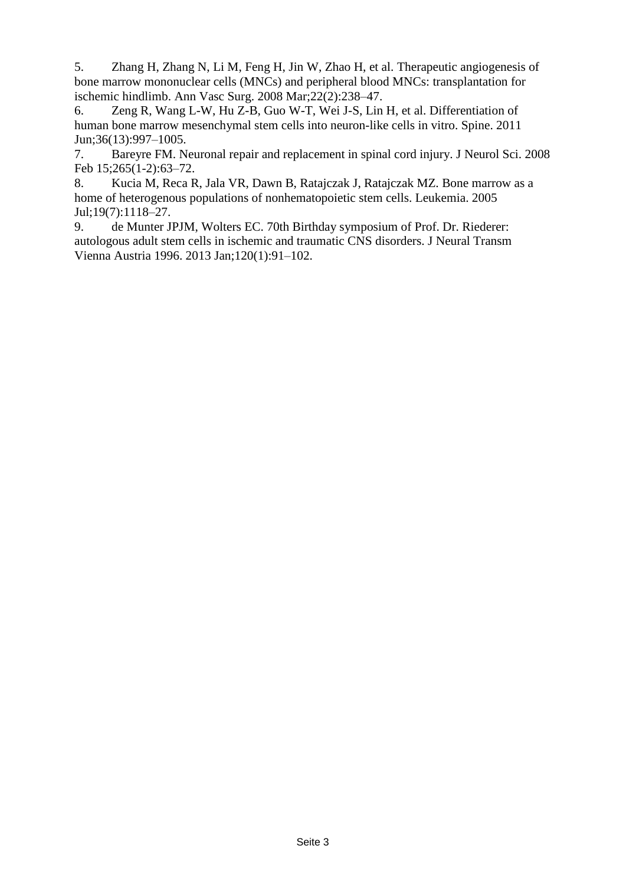5. Zhang H, Zhang N, Li M, Feng H, Jin W, Zhao H, et al. Therapeutic angiogenesis of bone marrow mononuclear cells (MNCs) and peripheral blood MNCs: transplantation for ischemic hindlimb. Ann Vasc Surg. 2008 Mar;22(2):238–47.
6. Zeng R, Wang L-W, Hu Z-B, Guo W-T, Wei J-S, Lin H, et al. Differentiation of human bone marrow mesenchymal stem cells into neuron-like cells in vitro. Spine. 2011 Jun;36(13):997–1005.
7. Bareyre FM. Neuronal repair and replacement in spinal cord injury. J Neurol Sci. 2008 Feb 15;265(1-2):63–72.
8. Kucia M, Reca R, Jala VR, Dawn B, Ratajczak J, Ratajczak MZ. Bone marrow as a home of heterogenous populations of nonhematopoietic stem cells. Leukemia. 2005 Jul;19(7):1118–27.
9. de Munter JPJM, Wolters EC. 70th Birthday symposium of Prof. Dr. Riederer: autologous adult stem cells in ischemic and traumatic CNS disorders. J Neural Transm Vienna Austria 1996. 2013 Jan;120(1):91–102.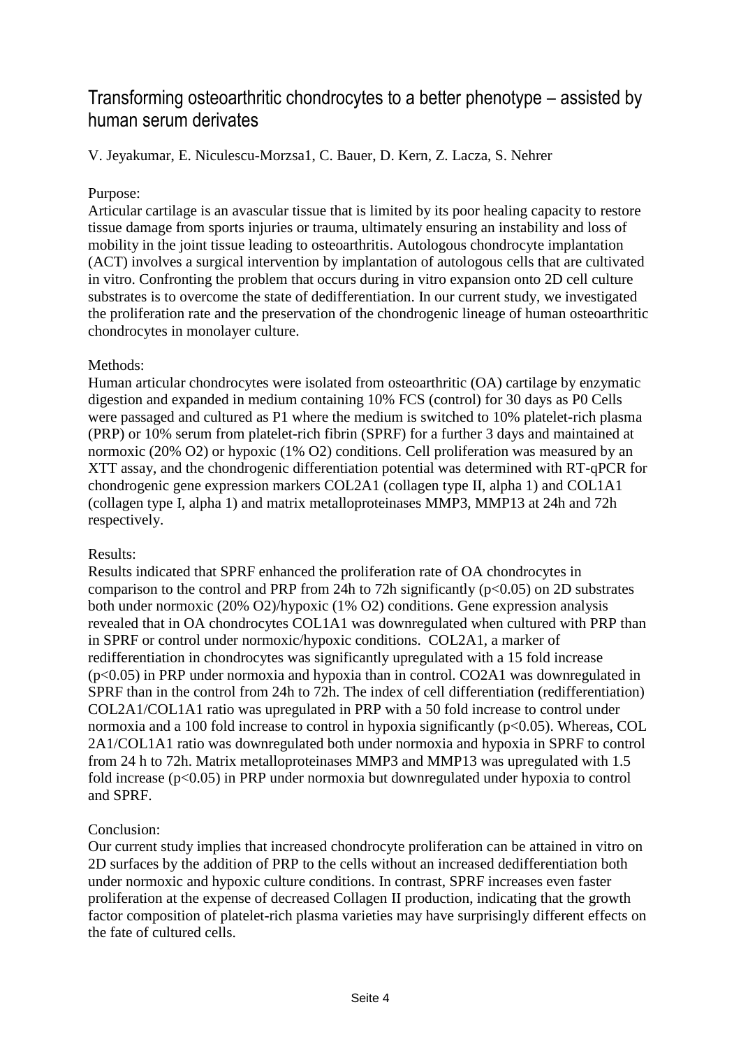# Transforming osteoarthritic chondrocytes to a better phenotype – assisted by human serum derivates

V. Jeyakumar, E. Niculescu-Morzsa1, C. Bauer, D. Kern, Z. Lacza, S. Nehrer

Purpose:
Articular cartilage is an avascular tissue that is limited by its poor healing capacity to restore tissue damage from sports injuries or trauma, ultimately ensuring an instability and loss of mobility in the joint tissue leading to osteoarthritis. Autologous chondrocyte implantation (ACT) involves a surgical intervention by implantation of autologous cells that are cultivated in vitro. Confronting the problem that occurs during in vitro expansion onto 2D cell culture substrates is to overcome the state of dedifferentiation. In our current study, we investigated the proliferation rate and the preservation of the chondrogenic lineage of human osteoarthritic chondrocytes in monolayer culture.

Methods:
Human articular chondrocytes were isolated from osteoarthritic (OA) cartilage by enzymatic digestion and expanded in medium containing 10% FCS (control) for 30 days as P0 Cells were passaged and cultured as P1 where the medium is switched to 10% platelet-rich plasma (PRP) or 10% serum from platelet-rich fibrin (SPRF) for a further 3 days and maintained at normoxic (20% $O_2$) or hypoxic (1% $O_2$) conditions. Cell proliferation was measured by an XTT assay, and the chondrogenic differentiation potential was determined with RT-qPCR for chondrogenic gene expression markers COL2A1 (collagen type II, alpha 1) and COL1A1 (collagen type I, alpha 1) and matrix metalloproteinases MMP3, MMP13 at 24h and 72h respectively.

Results:
Results indicated that SPRF enhanced the proliferation rate of OA chondrocytes in comparison to the control and PRP from 24h to 72h significantly ($p<0.05$) on 2D substrates both under normoxic (20% $O_2$)/hypoxic (1% $O_2$) conditions. Gene expression analysis revealed that in OA chondrocytes COL1A1 was downregulated when cultured with PRP than in SPRF or control under normoxic/hypoxic conditions. COL2A1, a marker of redifferentiation in chondrocytes was significantly upregulated with a 15 fold increase ($p<0.05$) in PRP under normoxia and hypoxia than in control. CO2A1 was downregulated in SPRF than in the control from 24h to 72h. The index of cell differentiation (redifferentiation) COL2A1/COL1A1 ratio was upregulated in PRP with a 50 fold increase to control under normoxia and a 100 fold increase to control in hypoxia significantly ($p<0.05$). Whereas, COL 2A1/COL1A1 ratio was downregulated both under normoxia and hypoxia in SPRF to control from 24 h to 72h. Matrix metalloproteinases MMP3 and MMP13 was upregulated with 1.5 fold increase ($p<0.05$) in PRP under normoxia but downregulated under hypoxia to control and SPRF.

Conclusion:
Our current study implies that increased chondrocyte proliferation can be attained in vitro on 2D surfaces by the addition of PRP to the cells without an increased dedifferentiation both under normoxic and hypoxic culture conditions. In contrast, SPRF increases even faster proliferation at the expense of decreased Collagen II production, indicating that the growth factor composition of platelet-rich plasma varieties may have surprisingly different effects on the fate of cultured cells.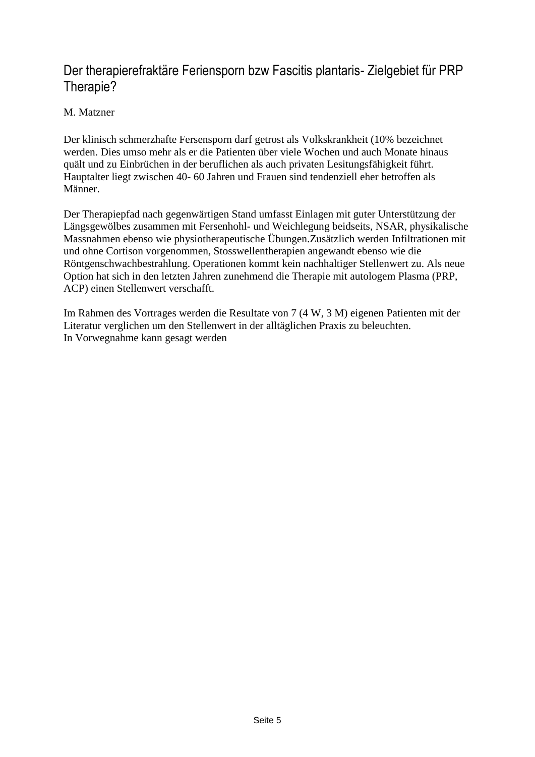# Der therapierefraktäre Feriensporn bzw Fascitis plantaris- Zielgebiet für PRP Therapie?

M. Matzner

Der klinisch schmerzhafte Fersensporn darf getrost als Volkskrankheit (10% bezeichnet werden. Dies umso mehr als er die Patienten über viele Wochen und auch Monate hinaus quält und zu Einbrüchen in der beruflichen als auch privaten Lesitungsfähigkeit führt. Hauptalter liegt zwischen 40- 60 Jahren und Frauen sind tendenziell eher betroffen als Männer.

Der Therapiepfad nach gegenwärtigen Stand umfasst Einlagen mit guter Unterstützung der Längsgewölbes zusammen mit Fersenhohl- und Weichlegung beidseits, NSAR, physikalische Massnahmen ebenso wie physiotherapeutische Übungen.Zusätzlich werden Infiltrationen mit und ohne Cortison vorgenommen, Stosswellentherapien angewandt ebenso wie die Röntgenschwachbestrahlung. Operationen kommt kein nachhaltiger Stellenwert zu. Als neue Option hat sich in den letzten Jahren zunehmend die Therapie mit autologem Plasma (PRP, ACP) einen Stellenwert verschafft.

Im Rahmen des Vortrages werden die Resultate von 7 (4 W, 3 M) eigenen Patienten mit der Literatur verglichen um den Stellenwert in der alltäglichen Praxis zu beleuchten.
In Vorwegnahme kann gesagt werden